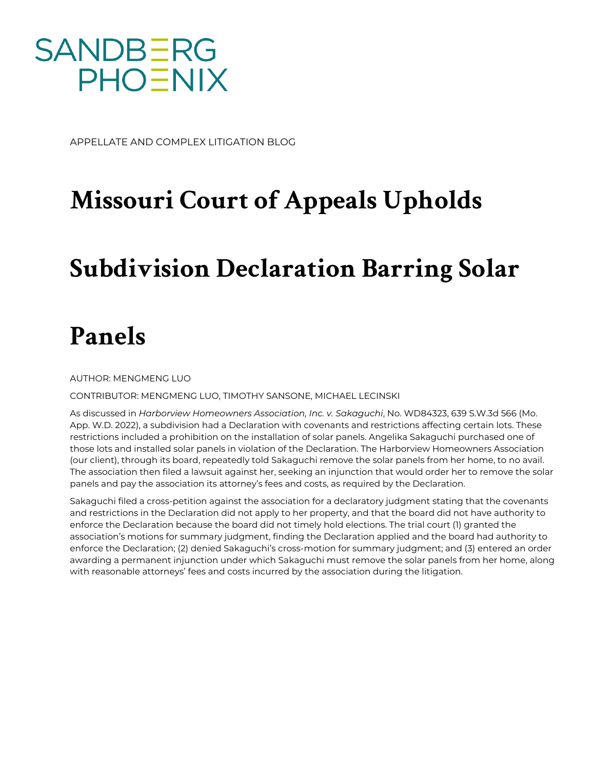SANDBERG PHOENIX

APPELLATE AND COMPLEX LITIGATION BLOG

# Missouri Court of Appeals Upholds Subdivision Declaration Barring Solar Panels

AUTHOR: MENGMENG LUO

CONTRIBUTOR: MENGMENG LUO, TIMOTHY SANSONE, MICHAEL LECINSKI

As discussed in *Harborview Homeowners Association, Inc. v. Sakaguchi*, No. WD84323, 639 S.W.3d 566 (Mo. App. W.D. 2022), a subdivision had a Declaration with covenants and restrictions affecting certain lots. These restrictions included a prohibition on the installation of solar panels. Angelika Sakaguchi purchased one of those lots and installed solar panels in violation of the Declaration. The Harborview Homeowners Association (our client), through its board, repeatedly told Sakaguchi remove the solar panels from her home, to no avail. The association then filed a lawsuit against her, seeking an injunction that would order her to remove the solar panels and pay the association its attorney's fees and costs, as required by the Declaration.

Sakaguchi filed a cross-petition against the association for a declaratory judgment stating that the covenants and restrictions in the Declaration did not apply to her property, and that the board did not have authority to enforce the Declaration because the board did not timely hold elections. The trial court (1) granted the association's motions for summary judgment, finding the Declaration applied and the board had authority to enforce the Declaration; (2) denied Sakaguchi's cross-motion for summary judgment; and (3) entered an order awarding a permanent injunction under which Sakaguchi must remove the solar panels from her home, along with reasonable attorneys' fees and costs incurred by the association during the litigation.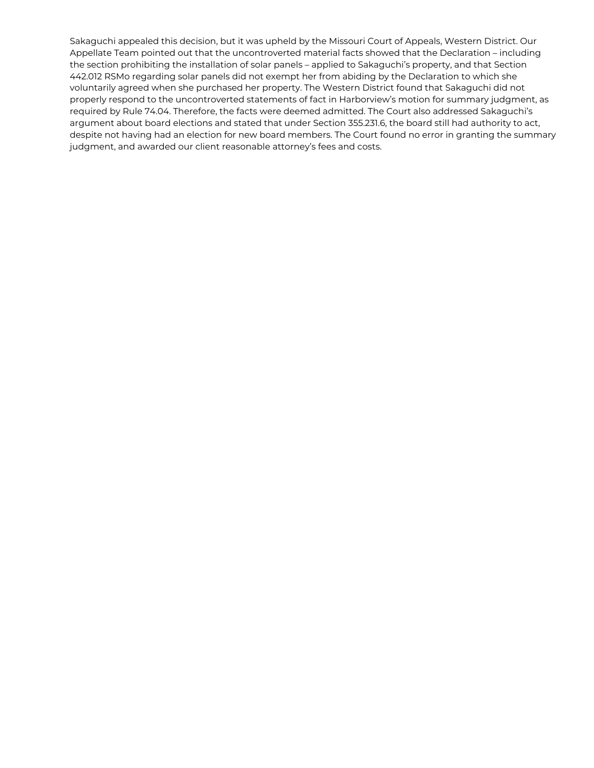Sakaguchi appealed this decision, but it was upheld by the Missouri Court of Appeals, Western District. Our Appellate Team pointed out that the uncontroverted material facts showed that the Declaration – including the section prohibiting the installation of solar panels – applied to Sakaguchi's property, and that Section 442.012 RSMo regarding solar panels did not exempt her from abiding by the Declaration to which she voluntarily agreed when she purchased her property. The Western District found that Sakaguchi did not properly respond to the uncontroverted statements of fact in Harborview's motion for summary judgment, as required by Rule 74.04. Therefore, the facts were deemed admitted. The Court also addressed Sakaguchi's argument about board elections and stated that under Section 355.231.6, the board still had authority to act, despite not having had an election for new board members. The Court found no error in granting the summary judgment, and awarded our client reasonable attorney's fees and costs.